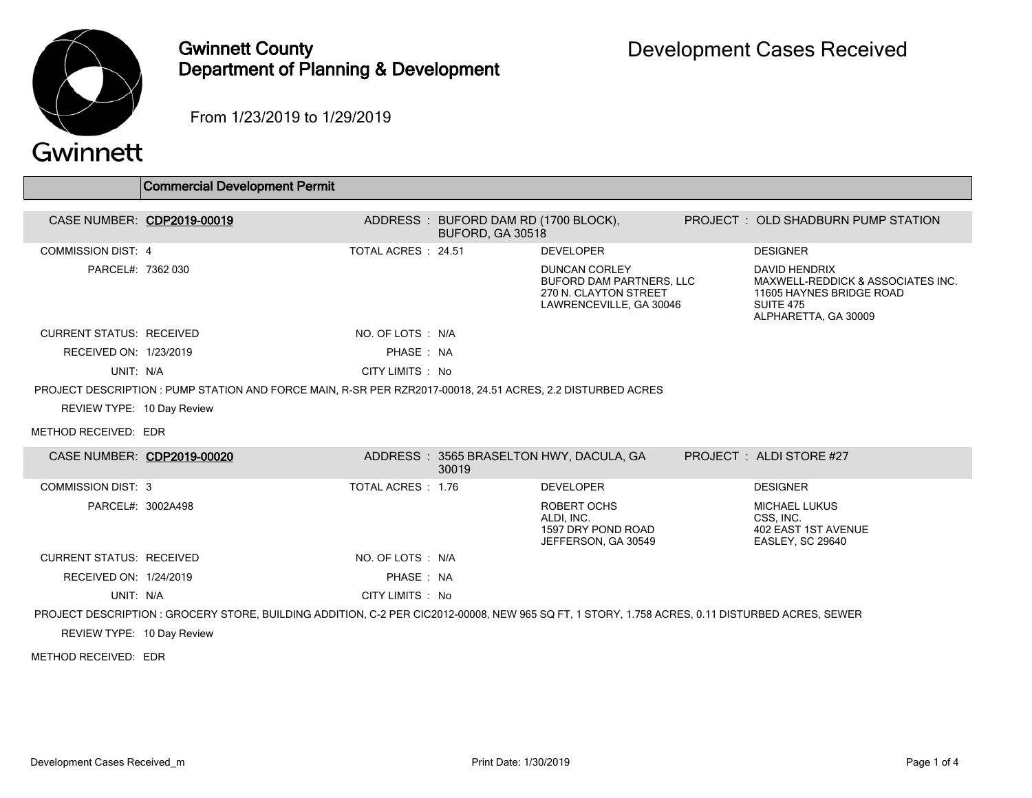# Gwinnett County Department of Planning & Development

# Development Cases Received

From 1/23/2019 to 1/29/2019

## Commercial Development Permit

**CASE NUMBER: CDP2019-00019**
ADDRESS : BUFORD DAM RD (1700 BLOCK), BUFORD, GA 30518
PROJECT : OLD SHADBURN PUMP STATION

COMMISSION DIST: 4
TOTAL ACRES : 24.51
PARCEL#: 7362 030

DEVELOPER
DUNCAN CORLEY
BUFORD DAM PARTNERS, LLC
270 N. CLAYTON STREET
LAWRENCEVILLE, GA 30046

DESIGNER
DAVID HENDRIX
MAXWELL-REDDICK & ASSOCIATES INC.
11605 HAYNES BRIDGE ROAD
SUITE 475
ALPHARETTA, GA 30009

CURRENT STATUS: RECEIVED
NO. OF LOTS : N/A
RECEIVED ON: 1/23/2019
PHASE : NA
UNIT: N/A
CITY LIMITS : No

PROJECT DESCRIPTION : PUMP STATION AND FORCE MAIN, R-SR PER RZR2017-00018, 24.51 ACRES, 2.2 DISTURBED ACRES

REVIEW TYPE: 10 Day Review

METHOD RECEIVED: EDR

**CASE NUMBER: CDP2019-00020**
ADDRESS : 3565 BRASELTON HWY, DACULA, GA 30019
PROJECT : ALDI STORE #27

COMMISSION DIST: 3
TOTAL ACRES : 1.76
PARCEL#: 3002A498

DEVELOPER
ROBERT OCHS
ALDI, INC.
1597 DRY POND ROAD
JEFFERSON, GA 30549

DESIGNER
MICHAEL LUKUS
CSS, INC.
402 EAST 1ST AVENUE
EASLEY, SC 29640

CURRENT STATUS: RECEIVED
NO. OF LOTS : N/A
RECEIVED ON: 1/24/2019
PHASE : NA
UNIT: N/A
CITY LIMITS : No

PROJECT DESCRIPTION : GROCERY STORE, BUILDING ADDITION, C-2 PER CIC2012-00008, NEW 965 SQ FT, 1 STORY, 1.758 ACRES, 0.11 DISTURBED ACRES, SEWER

REVIEW TYPE: 10 Day Review

METHOD RECEIVED: EDR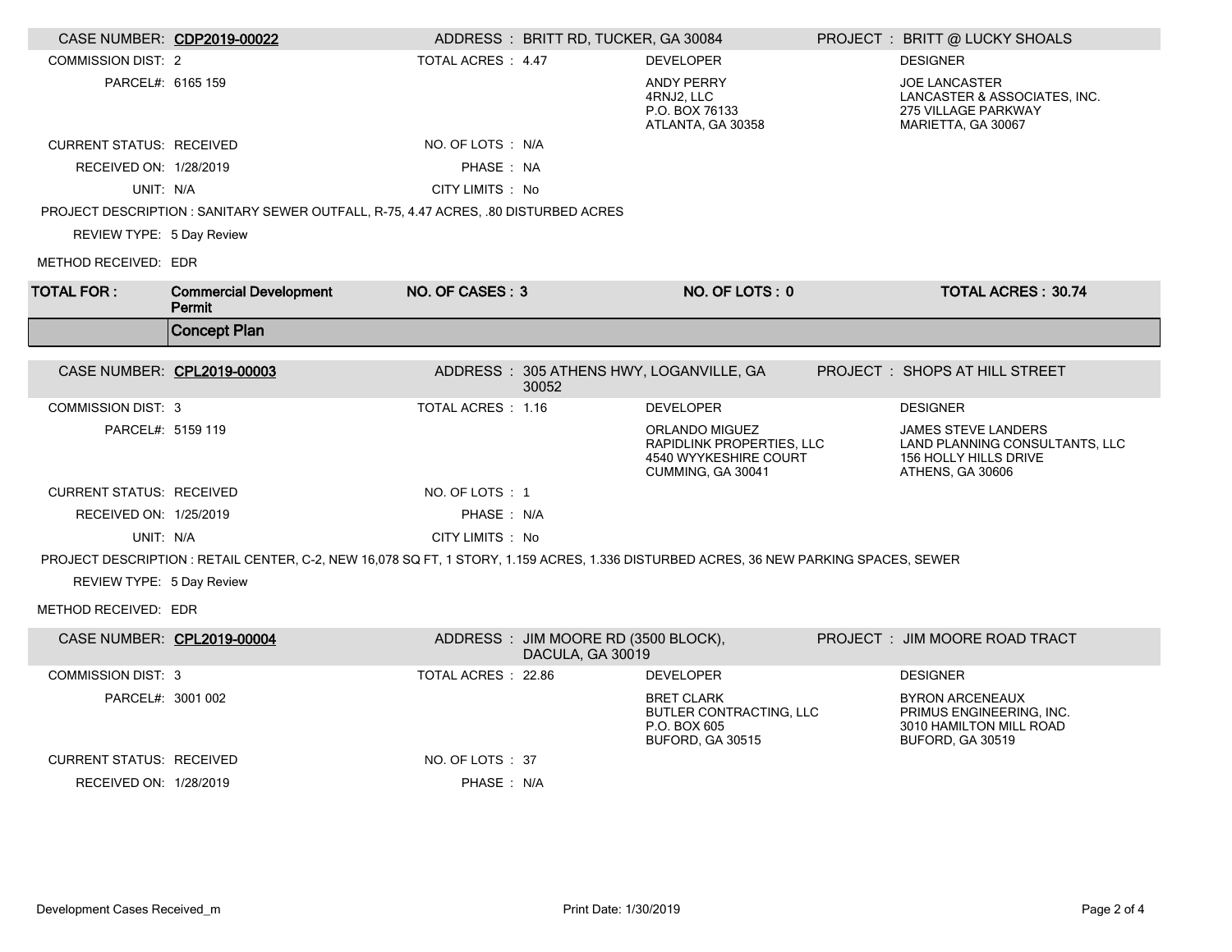| CASE NUMBER: | CDP2019-00022 | ADDRESS : | BRITT RD, TUCKER, GA 30084 | PROJECT : | BRITT @ LUCKY SHOALS |
|---|---|---|---|---|---|
| COMMISSION DIST: | 2 | TOTAL ACRES : | 4.47 | DEVELOPER | DESIGNER |
| PARCEL#: | 6165 159 | | | ANDY PERRY<br>4RNJ2, LLC<br>P.O. BOX 76133<br>ATLANTA, GA 30358 | JOE LANCASTER<br>LANCASTER & ASSOCIATES, INC.<br>275 VILLAGE PARKWAY<br>MARIETTA, GA 30067 |
| CURRENT STATUS: | RECEIVED | NO. OF LOTS : | N/A | | |
| RECEIVED ON: | 1/28/2019 | PHASE : | NA | | |
| UNIT: | N/A | CITY LIMITS : | No | | |

PROJECT DESCRIPTION : SANITARY SEWER OUTFALL, R-75, 4.47 ACRES, .80 DISTURBED ACRES

REVIEW TYPE: 5 Day Review

METHOD RECEIVED: EDR

| TOTAL FOR : | Commercial Development Permit | NO. OF CASES : 3 | NO. OF LOTS : 0 | TOTAL ACRES : 30.74 |
|---|---|---|---|---|

## Concept Plan

| CASE NUMBER: | CPL2019-00003 | ADDRESS : | 305 ATHENS HWY, LOGANVILLE, GA 30052 | PROJECT : | SHOPS AT HILL STREET |
|---|---|---|---|---|---|
| COMMISSION DIST: | 3 | TOTAL ACRES : | 1.16 | DEVELOPER | DESIGNER |
| PARCEL#: | 5159 119 | | | ORLANDO MIGUEZ<br>RAPIDLINK PROPERTIES, LLC<br>4540 WYYKESHIRE COURT<br>CUMMING, GA 30041 | JAMES STEVE LANDERS<br>LAND PLANNING CONSULTANTS, LLC<br>156 HOLLY HILLS DRIVE<br>ATHENS, GA 30606 |
| CURRENT STATUS: | RECEIVED | NO. OF LOTS : | 1 | | |
| RECEIVED ON: | 1/25/2019 | PHASE : | N/A | | |
| UNIT: | N/A | CITY LIMITS : | No | | |

PROJECT DESCRIPTION : RETAIL CENTER, C-2, NEW 16,078 SQ FT, 1 STORY, 1.159 ACRES, 1.336 DISTURBED ACRES, 36 NEW PARKING SPACES, SEWER

REVIEW TYPE: 5 Day Review

METHOD RECEIVED: EDR

| CASE NUMBER: | CPL2019-00004 | ADDRESS : | JIM MOORE RD (3500 BLOCK), DACULA, GA 30019 | PROJECT : | JIM MOORE ROAD TRACT |
|---|---|---|---|---|---|
| COMMISSION DIST: | 3 | TOTAL ACRES : | 22.86 | DEVELOPER | DESIGNER |
| PARCEL#: | 3001 002 | | | BRET CLARK<br>BUTLER CONTRACTING, LLC<br>P.O. BOX 605<br>BUFORD, GA 30515 | BYRON ARCENEAUX<br>PRIMUS ENGINEERING, INC.<br>3010 HAMILTON MILL ROAD<br>BUFORD, GA 30519 |
| CURRENT STATUS: | RECEIVED | NO. OF LOTS : | 37 | | |
| RECEIVED ON: | 1/28/2019 | PHASE : | N/A | | |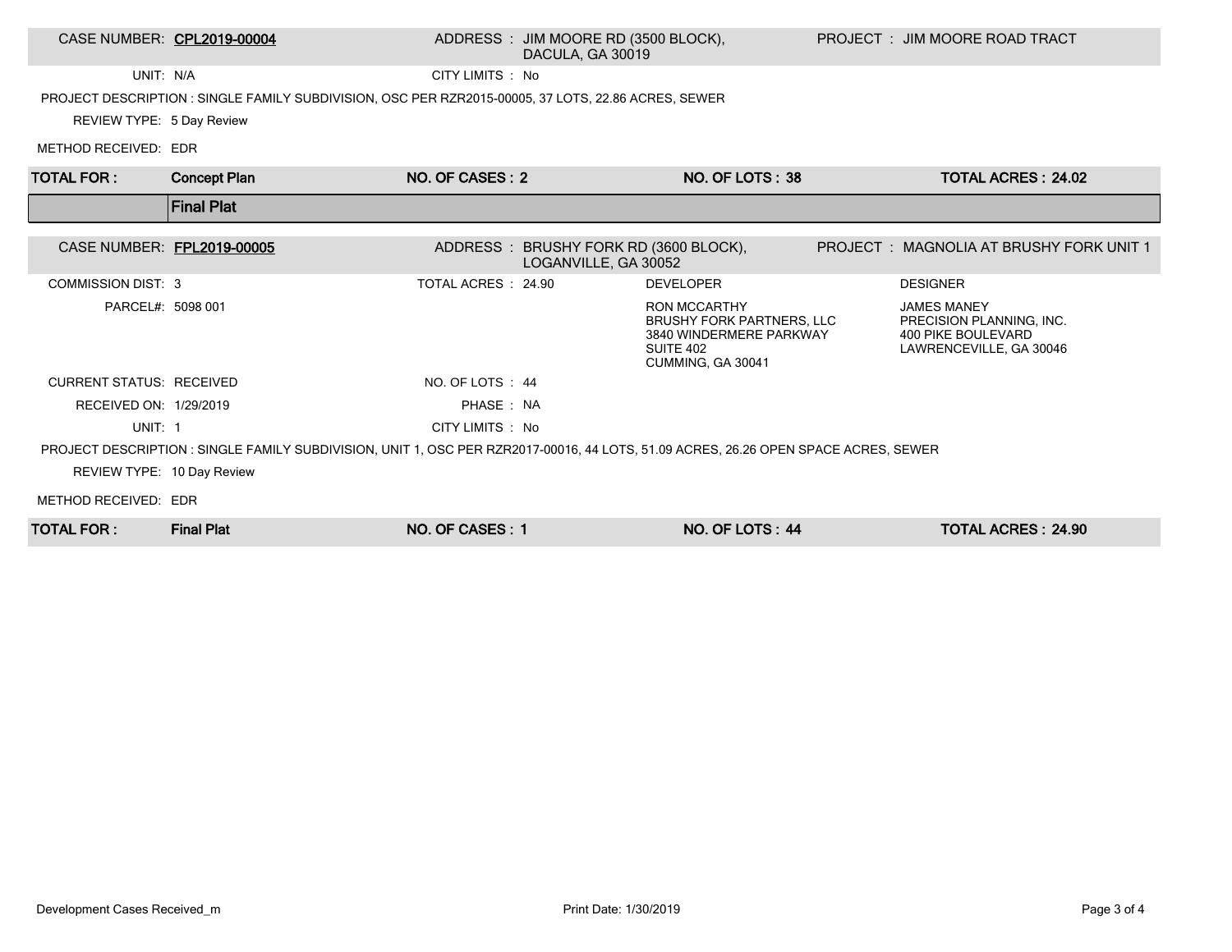| CASE NUMBER: CPL2019-00004 | ADDRESS : JIM MOORE RD (3500 BLOCK), DACULA, GA 30019 | PROJECT : JIM MOORE ROAD TRACT |
|---|---|---|

UNIT: N/A

CITY LIMITS : No

PROJECT DESCRIPTION : SINGLE FAMILY SUBDIVISION, OSC PER RZR2015-00005, 37 LOTS, 22.86 ACRES, SEWER

REVIEW TYPE: 5 Day Review

METHOD RECEIVED: EDR

| TOTAL FOR : | Concept Plan | NO. OF CASES : 2 | NO. OF LOTS : 38 | TOTAL ACRES : 24.02 |
|---|---|---|---|---|

## Final Plat

| CASE NUMBER: FPL2019-00005 | ADDRESS : BRUSHY FORK RD (3600 BLOCK), LOGANVILLE, GA 30052 | PROJECT : MAGNOLIA AT BRUSHY FORK UNIT 1 |
|---|---|---|

| | | | |
|---|---|---|---|
| COMMISSION DIST: 3 | TOTAL ACRES : 24.90 | DEVELOPER | DESIGNER |
| PARCEL#: 5098 001 | | RON MCCARTHY<br>BRUSHY FORK PARTNERS, LLC<br>3840 WINDERMERE PARKWAY<br>SUITE 402<br>CUMMING, GA 30041 | JAMES MANEY<br>PRECISION PLANNING, INC.<br>400 PIKE BOULEVARD<br>LAWRENCEVILLE, GA 30046 |
| CURRENT STATUS: RECEIVED | NO. OF LOTS : 44 | | |
| RECEIVED ON: 1/29/2019 | PHASE : NA | | |
| UNIT: 1 | CITY LIMITS : No | | |

PROJECT DESCRIPTION : SINGLE FAMILY SUBDIVISION, UNIT 1, OSC PER RZR2017-00016, 44 LOTS, 51.09 ACRES, 26.26 OPEN SPACE ACRES, SEWER

REVIEW TYPE: 10 Day Review

METHOD RECEIVED: EDR

| TOTAL FOR : | Final Plat | NO. OF CASES : 1 | NO. OF LOTS : 44 | TOTAL ACRES : 24.90 |
|---|---|---|---|---|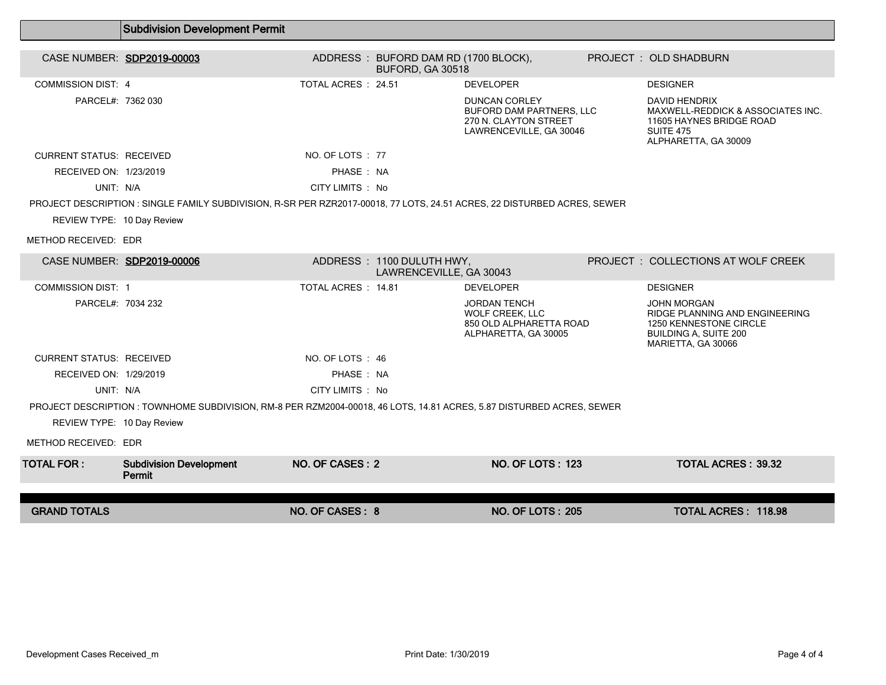## Subdivision Development Permit

**CASE NUMBER:** SDP2019-00003 | **ADDRESS:** BUFORD DAM RD (1700 BLOCK), BUFORD, GA 30518 | **PROJECT:** OLD SHADBURN

COMMISSION DIST: 4

TOTAL ACRES : 24.51

PARCEL#: 7362 030

**DEVELOPER**
DUNCAN CORLEY
BUFORD DAM PARTNERS, LLC
270 N. CLAYTON STREET
LAWRENCEVILLE, GA 30046

**DESIGNER**
DAVID HENDRIX
MAXWELL-REDDICK & ASSOCIATES INC.
11605 HAYNES BRIDGE ROAD
SUITE 475
ALPHARETTA, GA 30009

CURRENT STATUS: RECEIVED

NO. OF LOTS : 77

RECEIVED ON: 1/23/2019

PHASE : NA

UNIT: N/A

CITY LIMITS : No

PROJECT DESCRIPTION : SINGLE FAMILY SUBDIVISION, R-SR PER RZR2017-00018, 77 LOTS, 24.51 ACRES, 22 DISTURBED ACRES, SEWER

REVIEW TYPE: 10 Day Review

METHOD RECEIVED: EDR

**CASE NUMBER:** SDP2019-00006 | **ADDRESS:** 1100 DULUTH HWY, LAWRENCEVILLE, GA 30043 | **PROJECT:** COLLECTIONS AT WOLF CREEK

COMMISSION DIST: 1

TOTAL ACRES : 14.81

PARCEL#: 7034 232

**DEVELOPER**
JORDAN TENCH
WOLF CREEK, LLC
850 OLD ALPHARETTA ROAD
ALPHARETTA, GA 30005

**DESIGNER**
JOHN MORGAN
RIDGE PLANNING AND ENGINEERING
1250 KENNESTONE CIRCLE
BUILDING A, SUITE 200
MARIETTA, GA 30066

CURRENT STATUS: RECEIVED

NO. OF LOTS : 46

RECEIVED ON: 1/29/2019

PHASE : NA

UNIT: N/A

CITY LIMITS : No

PROJECT DESCRIPTION : TOWNHOME SUBDIVISION, RM-8 PER RZM2004-00018, 46 LOTS, 14.81 ACRES, 5.87 DISTURBED ACRES, SEWER

REVIEW TYPE: 10 Day Review

METHOD RECEIVED: EDR

| TOTAL FOR : | Subdivision Development Permit | NO. OF CASES : 2 | NO. OF LOTS : 123 | TOTAL ACRES : 39.32 |
|---|---|---|---|---|
| **GRAND TOTALS** | | **NO. OF CASES : 8** | **NO. OF LOTS : 205** | **TOTAL ACRES : 118.98** |

Development Cases Received_m

Print Date: 1/30/2019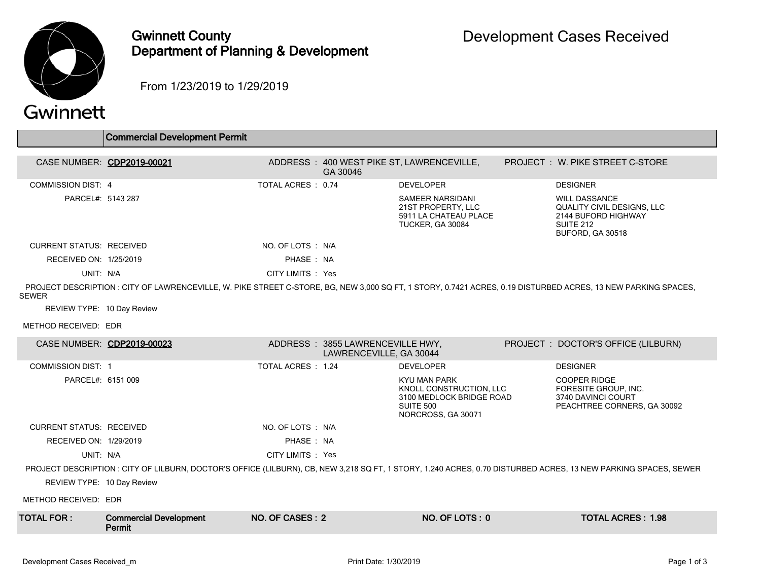# Gwinnett County Department of Planning & Development

## Development Cases Received

From 1/23/2019 to 1/29/2019

### Commercial Development Permit

**CASE NUMBER: CDP2019-00021**

ADDRESS : 400 WEST PIKE ST, LAWRENCEVILLE, GA 30046

PROJECT : W. PIKE STREET C-STORE

COMMISSION DIST: 4

TOTAL ACRES : 0.74

PARCEL#: 5143 287

DEVELOPER:
SAMEER NARSIDANI
21ST PROPERTY, LLC
5911 LA CHATEAU PLACE
TUCKER, GA 30084

DESIGNER:
WILL DASSANCE
QUALITY CIVIL DESIGNS, LLC
2144 BUFORD HIGHWAY
SUITE 212
BUFORD, GA 30518

CURRENT STATUS: RECEIVED

NO. OF LOTS : N/A

RECEIVED ON: 1/25/2019

PHASE : NA

UNIT: N/A

CITY LIMITS : Yes

PROJECT DESCRIPTION : CITY OF LAWRENCEVILLE, W. PIKE STREET C-STORE, BG, NEW 3,000 SQ FT, 1 STORY, 0.7421 ACRES, 0.19 DISTURBED ACRES, 13 NEW PARKING SPACES, SEWER

REVIEW TYPE: 10 Day Review

METHOD RECEIVED: EDR

**CASE NUMBER: CDP2019-00023**

ADDRESS : 3855 LAWRENCEVILLE HWY, LAWRENCEVILLE, GA 30044

PROJECT : DOCTOR'S OFFICE (LILBURN)

COMMISSION DIST: 1

TOTAL ACRES : 1.24

PARCEL#: 6151 009

DEVELOPER:
KYU MAN PARK
KNOLL CONSTRUCTION, LLC
3100 MEDLOCK BRIDGE ROAD
SUITE 500
NORCROSS, GA 30071

DESIGNER:
COOPER RIDGE
FORESITE GROUP, INC.
3740 DAVINCI COURT
PEACHTREE CORNERS, GA 30092

CURRENT STATUS: RECEIVED

NO. OF LOTS : N/A

RECEIVED ON: 1/29/2019

PHASE : NA

UNIT: N/A

CITY LIMITS : Yes

PROJECT DESCRIPTION : CITY OF LILBURN, DOCTOR'S OFFICE (LILBURN), CB, NEW 3,218 SQ FT, 1 STORY, 1.240 ACRES, 0.70 DISTURBED ACRES, 13 NEW PARKING SPACES, SEWER

REVIEW TYPE: 10 Day Review

METHOD RECEIVED: EDR

| TOTAL FOR : | Commercial Development Permit | NO. OF CASES : 2 | NO. OF LOTS : 0 | TOTAL ACRES : 1.98 |
|---|---|---|---|---|

Development Cases Received_m    Print Date: 1/30/2019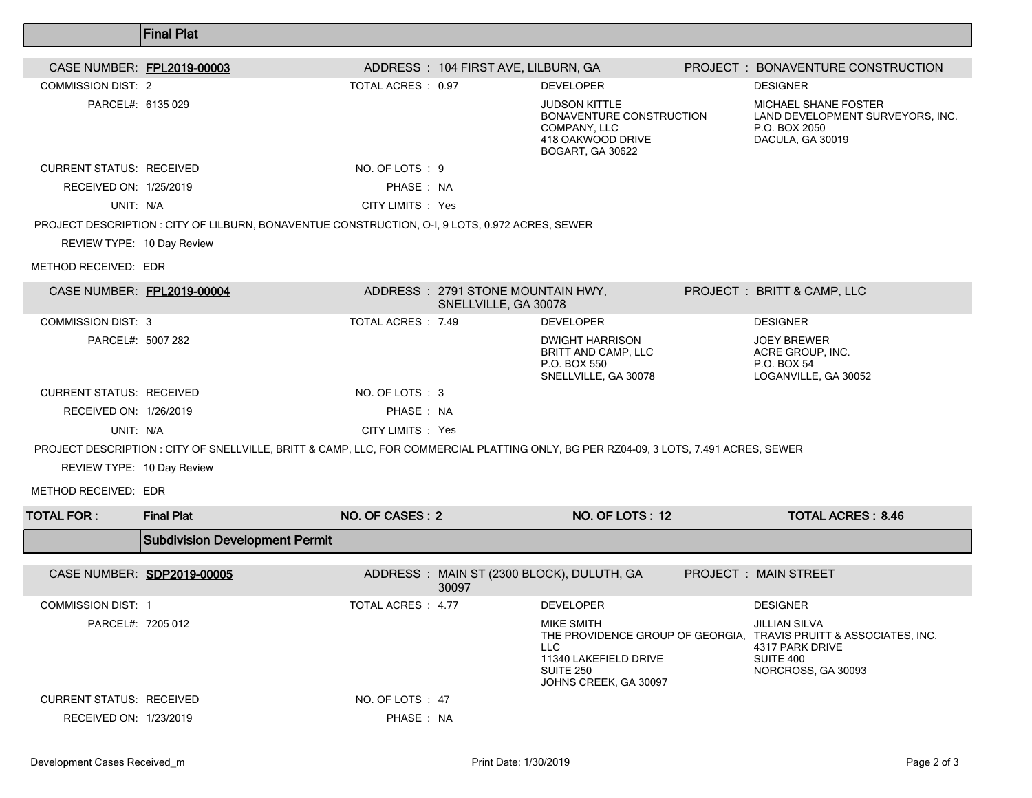## Final Plat

**CASE NUMBER:** FPL2019-00003 | **ADDRESS:** 104 FIRST AVE, LILBURN, GA | **PROJECT:** BONAVENTURE CONSTRUCTION

COMMISSION DIST: 2

TOTAL ACRES : 0.97

PARCEL#: 6135 029

**DEVELOPER**
JUDSON KITTLE
BONAVENTURE CONSTRUCTION COMPANY, LLC
418 OAKWOOD DRIVE
BOGART, GA 30622

**DESIGNER**
MICHAEL SHANE FOSTER
LAND DEVELOPMENT SURVEYORS, INC.
P.O. BOX 2050
DACULA, GA 30019

CURRENT STATUS: RECEIVED

NO. OF LOTS : 9

RECEIVED ON: 1/25/2019

PHASE : NA

UNIT: N/A

CITY LIMITS : Yes

PROJECT DESCRIPTION : CITY OF LILBURN, BONAVENTUE CONSTRUCTION, O-I, 9 LOTS, 0.972 ACRES, SEWER

REVIEW TYPE: 10 Day Review

METHOD RECEIVED: EDR

**CASE NUMBER:** FPL2019-00004 | **ADDRESS:** 2791 STONE MOUNTAIN HWY, SNELLVILLE, GA 30078 | **PROJECT:** BRITT & CAMP, LLC

COMMISSION DIST: 3

TOTAL ACRES : 7.49

PARCEL#: 5007 282

**DEVELOPER**
DWIGHT HARRISON
BRITT AND CAMP, LLC
P.O. BOX 550
SNELLVILLE, GA 30078

**DESIGNER**
JOEY BREWER
ACRE GROUP, INC.
P.O. BOX 54
LOGANVILLE, GA 30052

CURRENT STATUS: RECEIVED

NO. OF LOTS : 3

RECEIVED ON: 1/26/2019

PHASE : NA

UNIT: N/A

CITY LIMITS : Yes

PROJECT DESCRIPTION : CITY OF SNELLVILLE, BRITT & CAMP, LLC, FOR COMMERCIAL PLATTING ONLY, BG PER RZ04-09, 3 LOTS, 7.491 ACRES, SEWER

REVIEW TYPE: 10 Day Review

METHOD RECEIVED: EDR

| TOTAL FOR : | Final Plat | NO. OF CASES : 2 | NO. OF LOTS : 12 | TOTAL ACRES : 8.46 |
|---|---|---|---|---|

## Subdivision Development Permit

**CASE NUMBER:** SDP2019-00005 | **ADDRESS:** MAIN ST (2300 BLOCK), DULUTH, GA 30097 | **PROJECT:** MAIN STREET

COMMISSION DIST: 1

TOTAL ACRES : 4.77

PARCEL#: 7205 012

**DEVELOPER**
MIKE SMITH
THE PROVIDENCE GROUP OF GEORGIA, LLC
11340 LAKEFIELD DRIVE
SUITE 250
JOHNS CREEK, GA 30097

**DESIGNER**
JILLIAN SILVA
TRAVIS PRUITT & ASSOCIATES, INC.
4317 PARK DRIVE
SUITE 400
NORCROSS, GA 30093

CURRENT STATUS: RECEIVED

NO. OF LOTS : 47

RECEIVED ON: 1/23/2019

PHASE : NA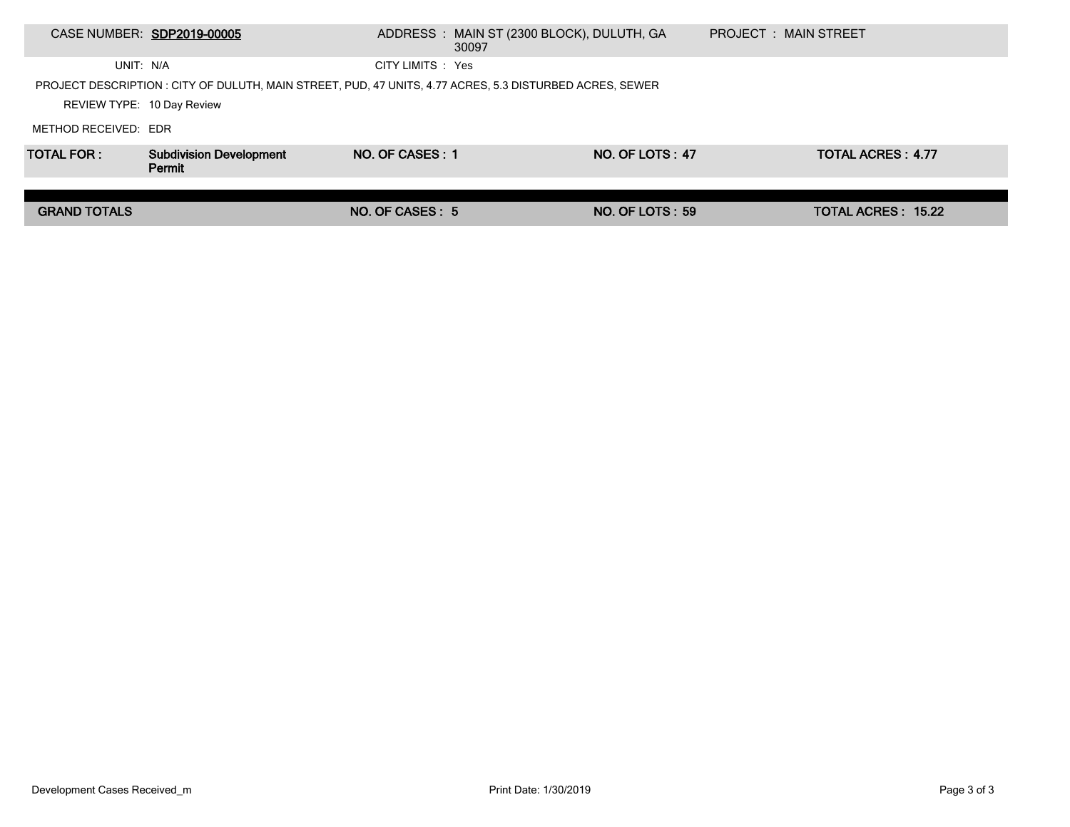| | | | | |
|---|---|---|---|---|
| CASE NUMBER: **SDP2019-00005** | ADDRESS : MAIN ST (2300 BLOCK), DULUTH, GA 30097 | | PROJECT : MAIN STREET | |
| UNIT: N/A | CITY LIMITS : Yes | | | |

PROJECT DESCRIPTION : CITY OF DULUTH, MAIN STREET, PUD, 47 UNITS, 4.77 ACRES, 5.3 DISTURBED ACRES, SEWER

REVIEW TYPE: 10 Day Review

METHOD RECEIVED: EDR

| | | | | |
|---|---|---|---|---|
| **TOTAL FOR :** | **Subdivision Development Permit** | **NO. OF CASES : 1** | **NO. OF LOTS : 47** | **TOTAL ACRES : 4.77** |
| **GRAND TOTALS** | | **NO. OF CASES : 5** | **NO. OF LOTS : 59** | **TOTAL ACRES : 15.22** |

Development Cases Received_m

Print Date: 1/30/2019